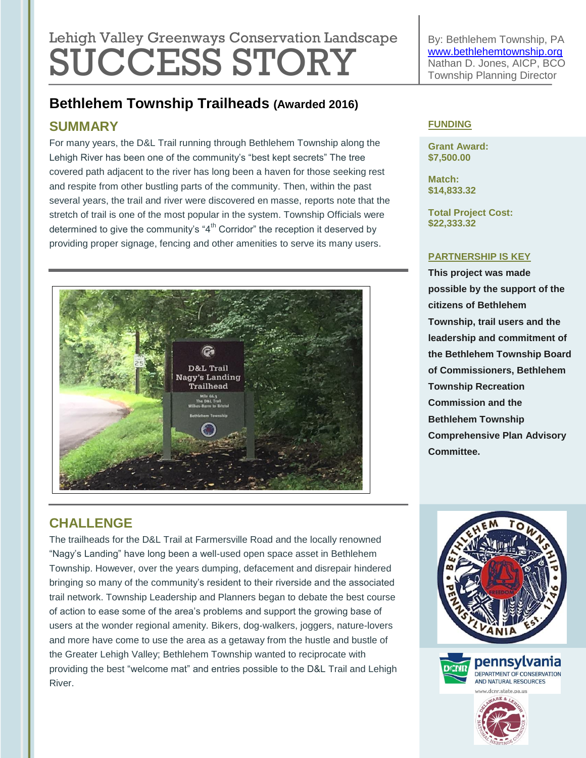# Lehigh Valley Greenways Conservation Landscape
# SUCCESS STORY

By: Bethlehem Township, PA
www.bethlehemtownship.org
Nathan D. Jones, AICP, BCO
Township Planning Director

## Bethlehem Township Trailheads (Awarded 2016)

### SUMMARY

For many years, the D&L Trail running through Bethlehem Township along the Lehigh River has been one of the community's "best kept secrets" The tree covered path adjacent to the river has long been a haven for those seeking rest and respite from other bustling parts of the community. Then, within the past several years, the trail and river were discovered en masse, reports note that the stretch of trail is one of the most popular in the system. Township Officials were determined to give the community's "4th Corridor" the reception it deserved by providing proper signage, fencing and other amenities to serve its many users.

### CHALLENGE

The trailheads for the D&L Trail at Farmersville Road and the locally renowned "Nagy's Landing" have long been a well-used open space asset in Bethlehem Township. However, over the years dumping, defacement and disrepair hindered bringing so many of the community's resident to their riverside and the associated trail network. Township Leadership and Planners began to debate the best course of action to ease some of the area's problems and support the growing base of users at the wonder regional amenity. Bikers, dog-walkers, joggers, nature-lovers and more have come to use the area as a getaway from the hustle and bustle of the Greater Lehigh Valley; Bethlehem Township wanted to reciprocate with providing the best "welcome mat" and entries possible to the D&L Trail and Lehigh River.

### FUNDING

**Grant Award:**
**$7,500.00**

**Match:**
**$14,833.32**

**Total Project Cost:**
**$22,333.32**

### PARTNERSHIP IS KEY

**This project was made possible by the support of the citizens of Bethlehem Township, trail users and the leadership and commitment of the Bethlehem Township Board of Commissioners, Bethlehem Township Recreation Commission and the Bethlehem Township Comprehensive Plan Advisory Committee.**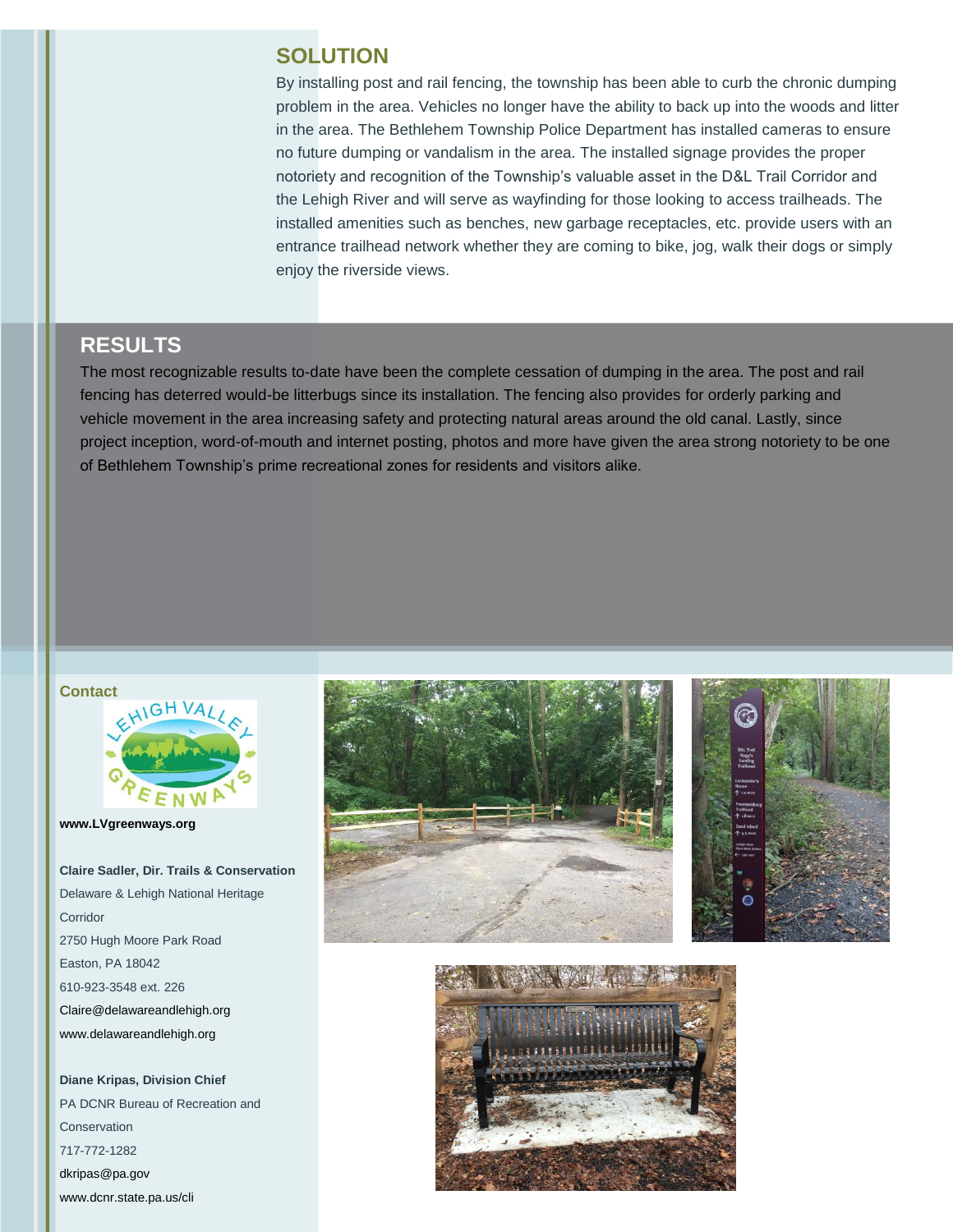## SOLUTION

By installing post and rail fencing, the township has been able to curb the chronic dumping problem in the area. Vehicles no longer have the ability to back up into the woods and litter in the area. The Bethlehem Township Police Department has installed cameras to ensure no future dumping or vandalism in the area. The installed signage provides the proper notoriety and recognition of the Township's valuable asset in the D&L Trail Corridor and the Lehigh River and will serve as wayfinding for those looking to access trailheads. The installed amenities such as benches, new garbage receptacles, etc. provide users with an entrance trailhead network whether they are coming to bike, jog, walk their dogs or simply enjoy the riverside views.

## RESULTS

The most recognizable results to-date have been the complete cessation of dumping in the area. The post and rail fencing has deterred would-be litterbugs since its installation. The fencing also provides for orderly parking and vehicle movement in the area increasing safety and protecting natural areas around the old canal. Lastly, since project inception, word-of-mouth and internet posting, photos and more have given the area strong notoriety to be one of Bethlehem Township's prime recreational zones for residents and visitors alike.

### Contact

**www.LVgreenways.org**

**Claire Sadler, Dir. Trails & Conservation**
Delaware & Lehigh National Heritage Corridor
2750 Hugh Moore Park Road
Easton, PA 18042
610-923-3548 ext. 226
Claire@delawareandlehigh.org
www.delawareandlehigh.org

**Diane Kripas, Division Chief**
PA DCNR Bureau of Recreation and Conservation
717-772-1282
dkripas@pa.gov
www.dcnr.state.pa.us/cli